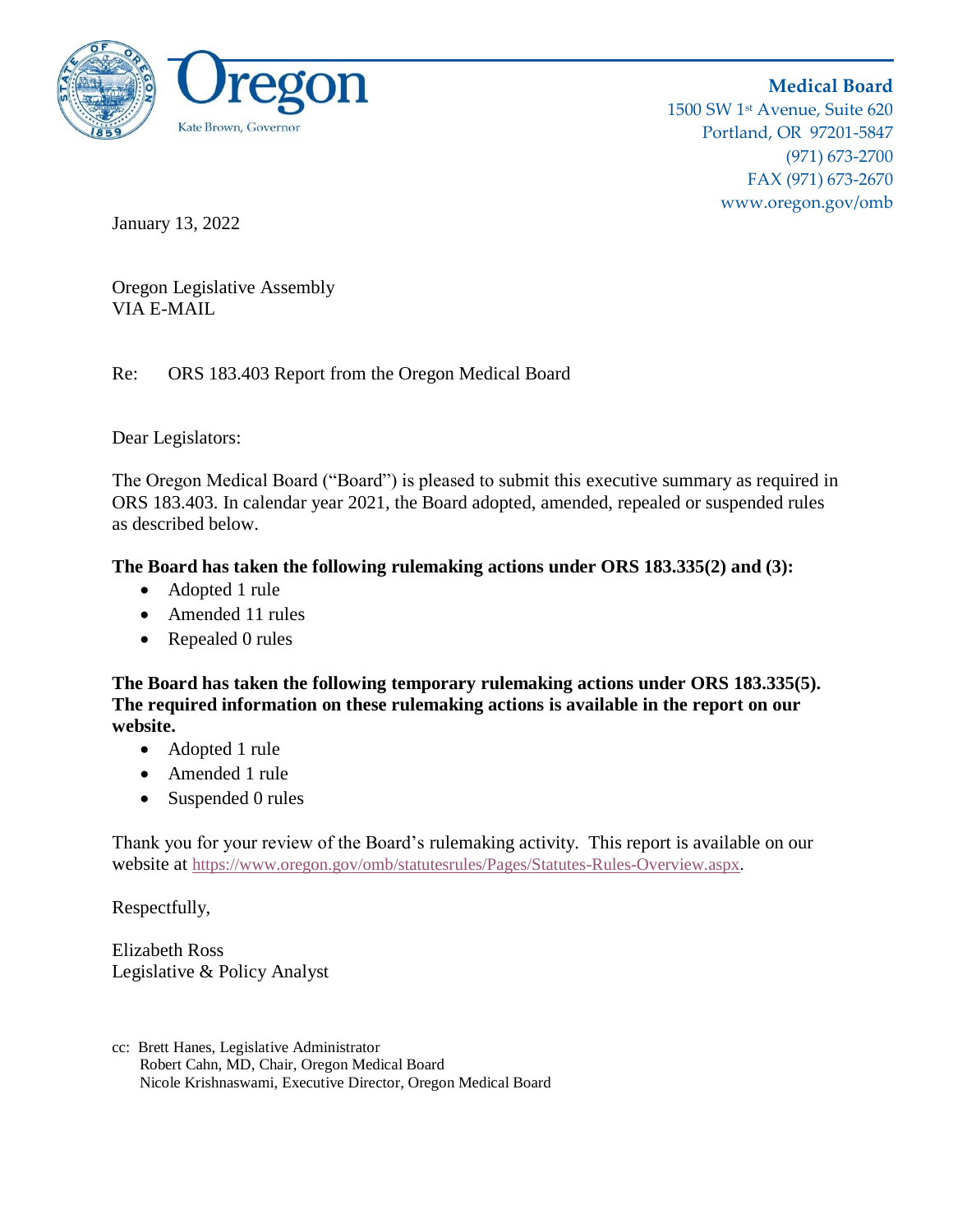Oregon

Kate Brown, Governor

**Medical Board**
1500 SW 1st Avenue, Suite 620
Portland, OR 97201-5847
(971) 673-2700
FAX (971) 673-2670
www.oregon.gov/omb

January 13, 2022

Oregon Legislative Assembly
VIA E-MAIL

Re: ORS 183.403 Report from the Oregon Medical Board

Dear Legislators:

The Oregon Medical Board ("Board") is pleased to submit this executive summary as required in ORS 183.403. In calendar year 2021, the Board adopted, amended, repealed or suspended rules as described below.

**The Board has taken the following rulemaking actions under ORS 183.335(2) and (3):**

- Adopted 1 rule
- Amended 11 rules
- Repealed 0 rules

**The Board has taken the following temporary rulemaking actions under ORS 183.335(5). The required information on these rulemaking actions is available in the report on our website.**

- Adopted 1 rule
- Amended 1 rule
- Suspended 0 rules

Thank you for your review of the Board's rulemaking activity. This report is available on our website at https://www.oregon.gov/omb/statutesrules/Pages/Statutes-Rules-Overview.aspx.

Respectfully,

Elizabeth Ross
Legislative & Policy Analyst

cc: Brett Hanes, Legislative Administrator
Robert Cahn, MD, Chair, Oregon Medical Board
Nicole Krishnaswami, Executive Director, Oregon Medical Board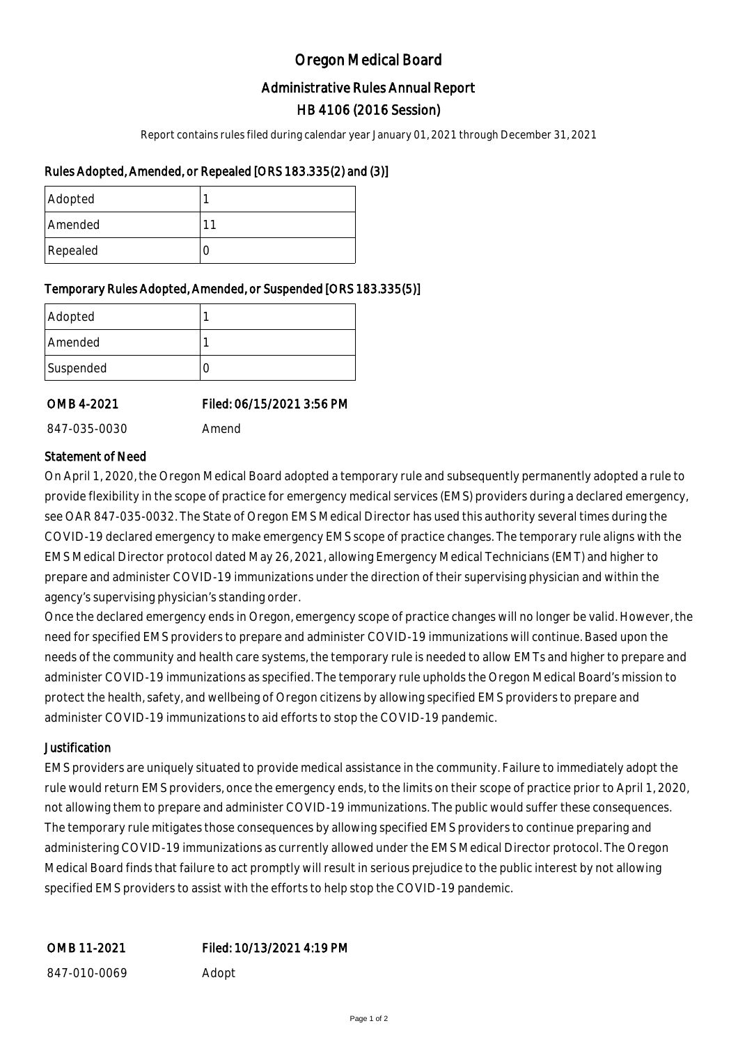# Oregon Medical Board

## Administrative Rules Annual Report

## HB 4106 (2016 Session)

Report contains rules filed during calendar year January 01, 2021 through December 31, 2021

### Rules Adopted, Amended, or Repealed [ORS 183.335(2) and (3)]

| | |
|---|---|
| Adopted | 1 |
| Amended | 11 |
| Repealed | 0 |

### Temporary Rules Adopted, Amended, or Suspended [ORS 183.335(5)]

| | |
|---|---|
| Adopted | 1 |
| Amended | 1 |
| Suspended | 0 |

**OMB 4-2021** — **Filed: 06/15/2021 3:56 PM**

847-035-0030 — Amend

#### Statement of Need

On April 1, 2020, the Oregon Medical Board adopted a temporary rule and subsequently permanently adopted a rule to provide flexibility in the scope of practice for emergency medical services (EMS) providers during a declared emergency, see OAR 847-035-0032. The State of Oregon EMS Medical Director has used this authority several times during the COVID-19 declared emergency to make emergency EMS scope of practice changes. The temporary rule aligns with the EMS Medical Director protocol dated May 26, 2021, allowing Emergency Medical Technicians (EMT) and higher to prepare and administer COVID-19 immunizations under the direction of their supervising physician and within the agency's supervising physician's standing order.

Once the declared emergency ends in Oregon, emergency scope of practice changes will no longer be valid. However, the need for specified EMS providers to prepare and administer COVID-19 immunizations will continue. Based upon the needs of the community and health care systems, the temporary rule is needed to allow EMTs and higher to prepare and administer COVID-19 immunizations as specified. The temporary rule upholds the Oregon Medical Board's mission to protect the health, safety, and wellbeing of Oregon citizens by allowing specified EMS providers to prepare and administer COVID-19 immunizations to aid efforts to stop the COVID-19 pandemic.

#### Justification

EMS providers are uniquely situated to provide medical assistance in the community. Failure to immediately adopt the rule would return EMS providers, once the emergency ends, to the limits on their scope of practice prior to April 1, 2020, not allowing them to prepare and administer COVID-19 immunizations. The public would suffer these consequences. The temporary rule mitigates those consequences by allowing specified EMS providers to continue preparing and administering COVID-19 immunizations as currently allowed under the EMS Medical Director protocol. The Oregon Medical Board finds that failure to act promptly will result in serious prejudice to the public interest by not allowing specified EMS providers to assist with the efforts to help stop the COVID-19 pandemic.

**OMB 11-2021** — **Filed: 10/13/2021 4:19 PM**

847-010-0069 — Adopt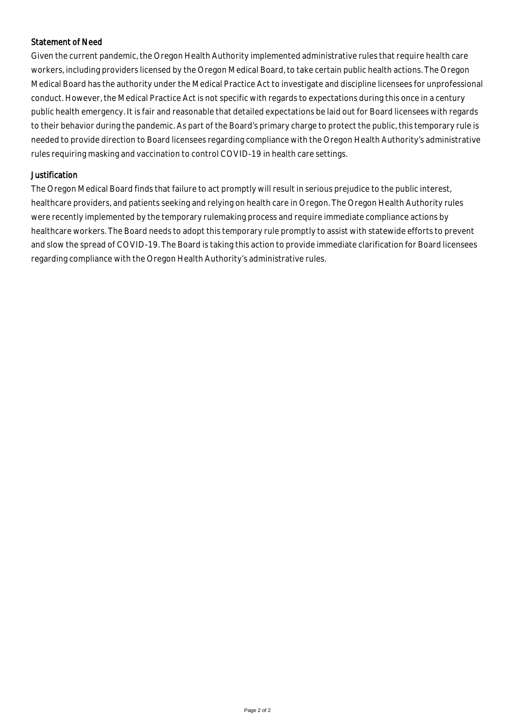### Statement of Need

Given the current pandemic, the Oregon Health Authority implemented administrative rules that require health care workers, including providers licensed by the Oregon Medical Board, to take certain public health actions. The Oregon Medical Board has the authority under the Medical Practice Act to investigate and discipline licensees for unprofessional conduct. However, the Medical Practice Act is not specific with regards to expectations during this once in a century public health emergency. It is fair and reasonable that detailed expectations be laid out for Board licensees with regards to their behavior during the pandemic. As part of the Board's primary charge to protect the public, this temporary rule is needed to provide direction to Board licensees regarding compliance with the Oregon Health Authority's administrative rules requiring masking and vaccination to control COVID-19 in health care settings.

### Justification

The Oregon Medical Board finds that failure to act promptly will result in serious prejudice to the public interest, healthcare providers, and patients seeking and relying on health care in Oregon. The Oregon Health Authority rules were recently implemented by the temporary rulemaking process and require immediate compliance actions by healthcare workers. The Board needs to adopt this temporary rule promptly to assist with statewide efforts to prevent and slow the spread of COVID-19. The Board is taking this action to provide immediate clarification for Board licensees regarding compliance with the Oregon Health Authority's administrative rules.